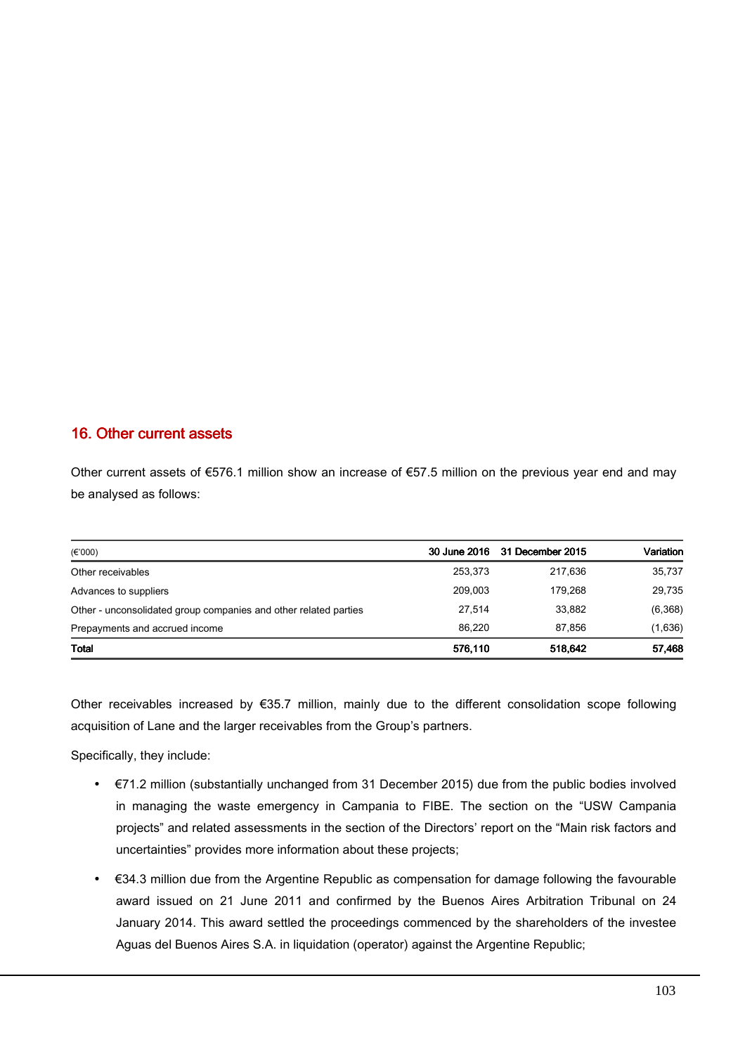## 16. Other current assets

Other current assets of €576.1 million show an increase of €57.5 million on the previous year end and may be analysed as follows:

| (€'000) | 30 June 2016 | 31 December 2015 | Variation |
|---|---|---|---|
| Other receivables | 253,373 | 217,636 | 35,737 |
| Advances to suppliers | 209,003 | 179,268 | 29,735 |
| Other - unconsolidated group companies and other related parties | 27,514 | 33,882 | (6,368) |
| Prepayments and accrued income | 86,220 | 87,856 | (1,636) |
| **Total** | **576,110** | **518,642** | **57,468** |

Other receivables increased by €35.7 million, mainly due to the different consolidation scope following acquisition of Lane and the larger receivables from the Group's partners.

Specifically, they include:

- €71.2 million (substantially unchanged from 31 December 2015) due from the public bodies involved in managing the waste emergency in Campania to FIBE. The section on the "USW Campania projects" and related assessments in the section of the Directors' report on the "Main risk factors and uncertainties" provides more information about these projects;
- €34.3 million due from the Argentine Republic as compensation for damage following the favourable award issued on 21 June 2011 and confirmed by the Buenos Aires Arbitration Tribunal on 24 January 2014. This award settled the proceedings commenced by the shareholders of the investee Aguas del Buenos Aires S.A. in liquidation (operator) against the Argentine Republic;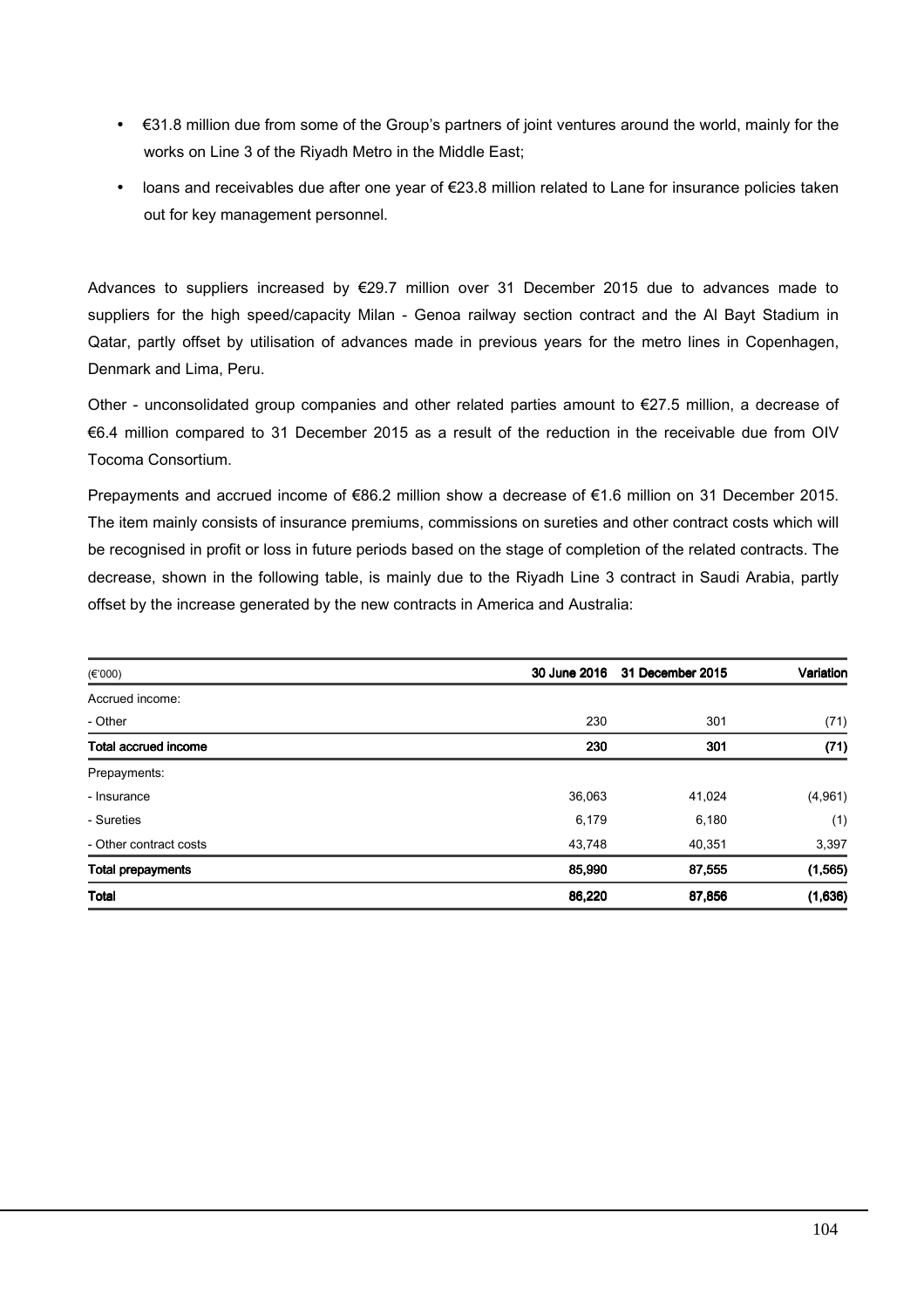- €31.8 million due from some of the Group's partners of joint ventures around the world, mainly for the works on Line 3 of the Riyadh Metro in the Middle East;
- loans and receivables due after one year of €23.8 million related to Lane for insurance policies taken out for key management personnel.

Advances to suppliers increased by €29.7 million over 31 December 2015 due to advances made to suppliers for the high speed/capacity Milan - Genoa railway section contract and the Al Bayt Stadium in Qatar, partly offset by utilisation of advances made in previous years for the metro lines in Copenhagen, Denmark and Lima, Peru.

Other - unconsolidated group companies and other related parties amount to €27.5 million, a decrease of €6.4 million compared to 31 December 2015 as a result of the reduction in the receivable due from OIV Tocoma Consortium.

Prepayments and accrued income of €86.2 million show a decrease of €1.6 million on 31 December 2015. The item mainly consists of insurance premiums, commissions on sureties and other contract costs which will be recognised in profit or loss in future periods based on the stage of completion of the related contracts. The decrease, shown in the following table, is mainly due to the Riyadh Line 3 contract in Saudi Arabia, partly offset by the increase generated by the new contracts in America and Australia:

| (€'000) | 30 June 2016 | 31 December 2015 | Variation |
|---|---|---|---|
| Accrued income: | | | |
| - Other | 230 | 301 | (71) |
| **Total accrued income** | **230** | **301** | **(71)** |
| Prepayments: | | | |
| - Insurance | 36,063 | 41,024 | (4,961) |
| - Sureties | 6,179 | 6,180 | (1) |
| - Other contract costs | 43,748 | 40,351 | 3,397 |
| **Total prepayments** | **85,990** | **87,555** | **(1,565)** |
| **Total** | **86,220** | **87,856** | **(1,636)** |